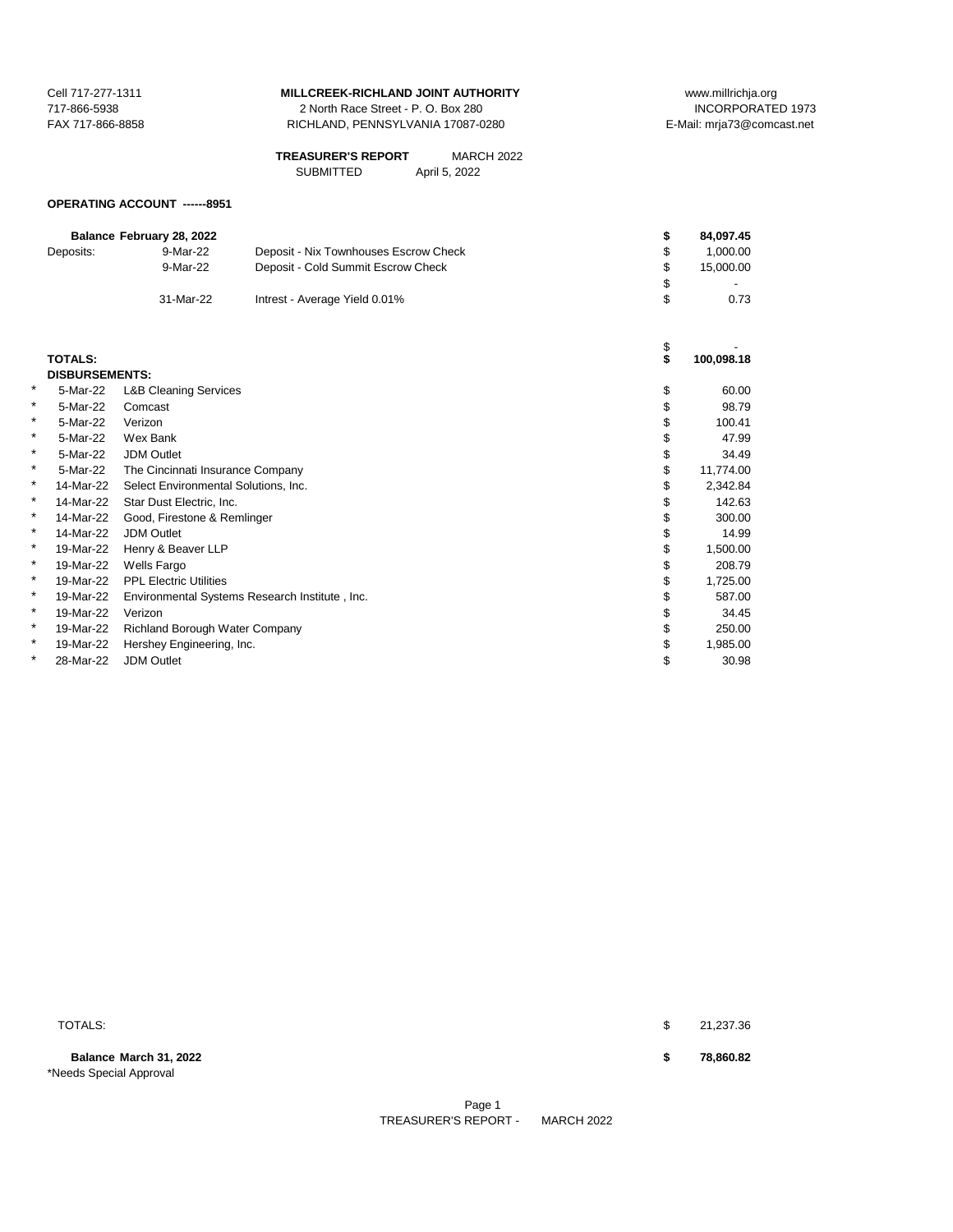Cell 717-277-1311
717-866-5938
FAX 717-866-8858

**MILLCREEK-RICHLAND JOINT AUTHORITY**
2 North Race Street - P. O. Box 280
RICHLAND, PENNSYLVANIA 17087-0280

www.millrichja.org
INCORPORATED 1973
E-Mail: mrja73@comcast.net

**TREASURER'S REPORT** MARCH 2022
SUBMITTED April 5, 2022

**OPERATING ACCOUNT ------8951**

| | | | | |
|---|---|---|---|---|
| **Balance February 28, 2022** | | | **$** | **84,097.45** |
| Deposits: | 9-Mar-22 | Deposit - Nix Townhouses Escrow Check | $ | 1,000.00 |
| | 9-Mar-22 | Deposit - Cold Summit Escrow Check | $ | 15,000.00 |
| | | | $ | - |
| | 31-Mar-22 | Intrest - Average Yield 0.01% | $ | 0.73 |
| | | | $ | - |
| **TOTALS:** | | | **$** | **100,098.18** |

**DISBURSEMENTS:**

| | Date | Payee | | Amount |
|---|---|---|---|---|
| * | 5-Mar-22 | L&B Cleaning Services | $ | 60.00 |
| * | 5-Mar-22 | Comcast | $ | 98.79 |
| * | 5-Mar-22 | Verizon | $ | 100.41 |
| * | 5-Mar-22 | Wex Bank | $ | 47.99 |
| * | 5-Mar-22 | JDM Outlet | $ | 34.49 |
| * | 5-Mar-22 | The Cincinnati Insurance Company | $ | 11,774.00 |
| * | 14-Mar-22 | Select Environmental Solutions, Inc. | $ | 2,342.84 |
| * | 14-Mar-22 | Star Dust Electric, Inc. | $ | 142.63 |
| * | 14-Mar-22 | Good, Firestone & Remlinger | $ | 300.00 |
| * | 14-Mar-22 | JDM Outlet | $ | 14.99 |
| * | 19-Mar-22 | Henry & Beaver LLP | $ | 1,500.00 |
| * | 19-Mar-22 | Wells Fargo | $ | 208.79 |
| * | 19-Mar-22 | PPL Electric Utilities | $ | 1,725.00 |
| * | 19-Mar-22 | Environmental Systems Research Institute , Inc. | $ | 587.00 |
| * | 19-Mar-22 | Verizon | $ | 34.45 |
| * | 19-Mar-22 | Richland Borough Water Company | $ | 250.00 |
| * | 19-Mar-22 | Hershey Engineering, Inc. | $ | 1,985.00 |
| * | 28-Mar-22 | JDM Outlet | $ | 30.98 |

| | | |
|---|---|---|
| TOTALS: | $ | 21,237.36 |
| **Balance March 31, 2022** | **$** | **78,860.82** |

*Needs Special Approval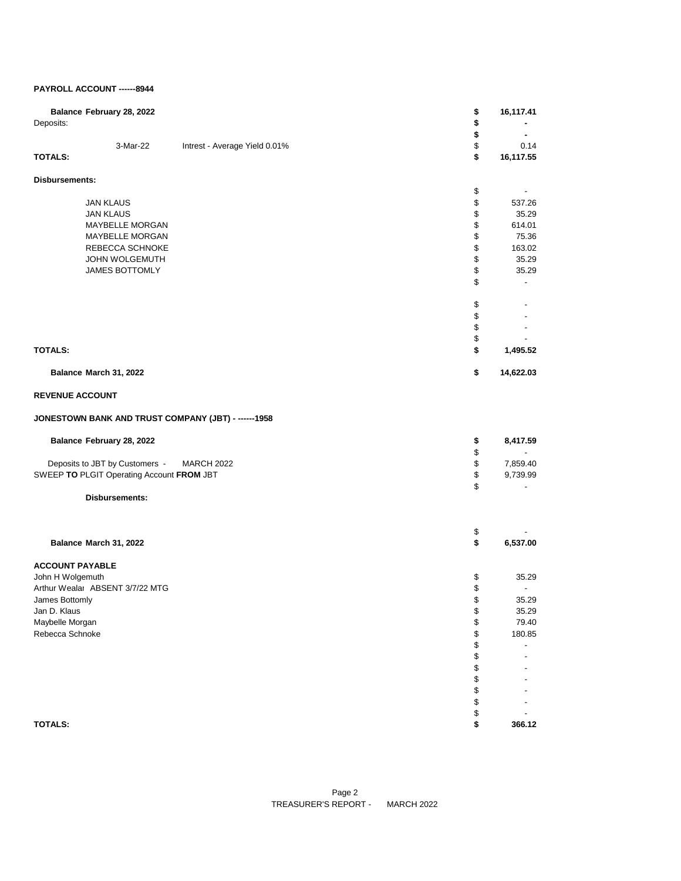**PAYROLL ACCOUNT ------8944**

| | | |
|---|---|---|
| **Balance February 28, 2022** | **$** | **16,117.41** |
| Deposits: | **$** | **-** |
| | **$** | **-** |
| 3-Mar-22 Intrest - Average Yield 0.01% | $ | 0.14 |
| **TOTALS:** | **$** | **16,117.55** |

**Disbursements:**

| | | |
|---|---|---|
| | $ | - |
| JAN KLAUS | $ | 537.26 |
| JAN KLAUS | $ | 35.29 |
| MAYBELLE MORGAN | $ | 614.01 |
| MAYBELLE MORGAN | $ | 75.36 |
| REBECCA SCHNOKE | $ | 163.02 |
| JOHN WOLGEMUTH | $ | 35.29 |
| JAMES BOTTOMLY | $ | 35.29 |
| | $ | - |
| | $ | - |
| | $ | - |
| | $ | - |
| | $ | - |
| **TOTALS:** | **$** | **1,495.52** |
| **Balance March 31, 2022** | **$** | **14,622.03** |

**REVENUE ACCOUNT**

**JONESTOWN BANK AND TRUST COMPANY (JBT) - ------1958**

| | | |
|---|---|---|
| **Balance February 28, 2022** | **$** | **8,417.59** |
| | $ | - |
| Deposits to JBT by Customers - MARCH 2022 | $ | 7,859.40 |
| SWEEP **TO** PLGIT Operating Account **FROM** JBT | $ | 9,739.99 |
| | $ | - |
| **Disbursements:** | | |
| | $ | - |
| **Balance March 31, 2022** | **$** | **6,537.00** |

**ACCOUNT PAYABLE**

| | | |
|---|---|---|
| John H Wolgemuth | $ | 35.29 |
| Arthur Wealar ABSENT 3/7/22 MTG | $ | - |
| James Bottomly | $ | 35.29 |
| Jan D. Klaus | $ | 35.29 |
| Maybelle Morgan | $ | 79.40 |
| Rebecca Schnoke | $ | 180.85 |
| | $ | - |
| | $ | - |
| | $ | - |
| | $ | - |
| | $ | - |
| | $ | - |
| | $ | - |
| **TOTALS:** | **$** | **366.12** |

TREASURER'S REPORT - MARCH 2022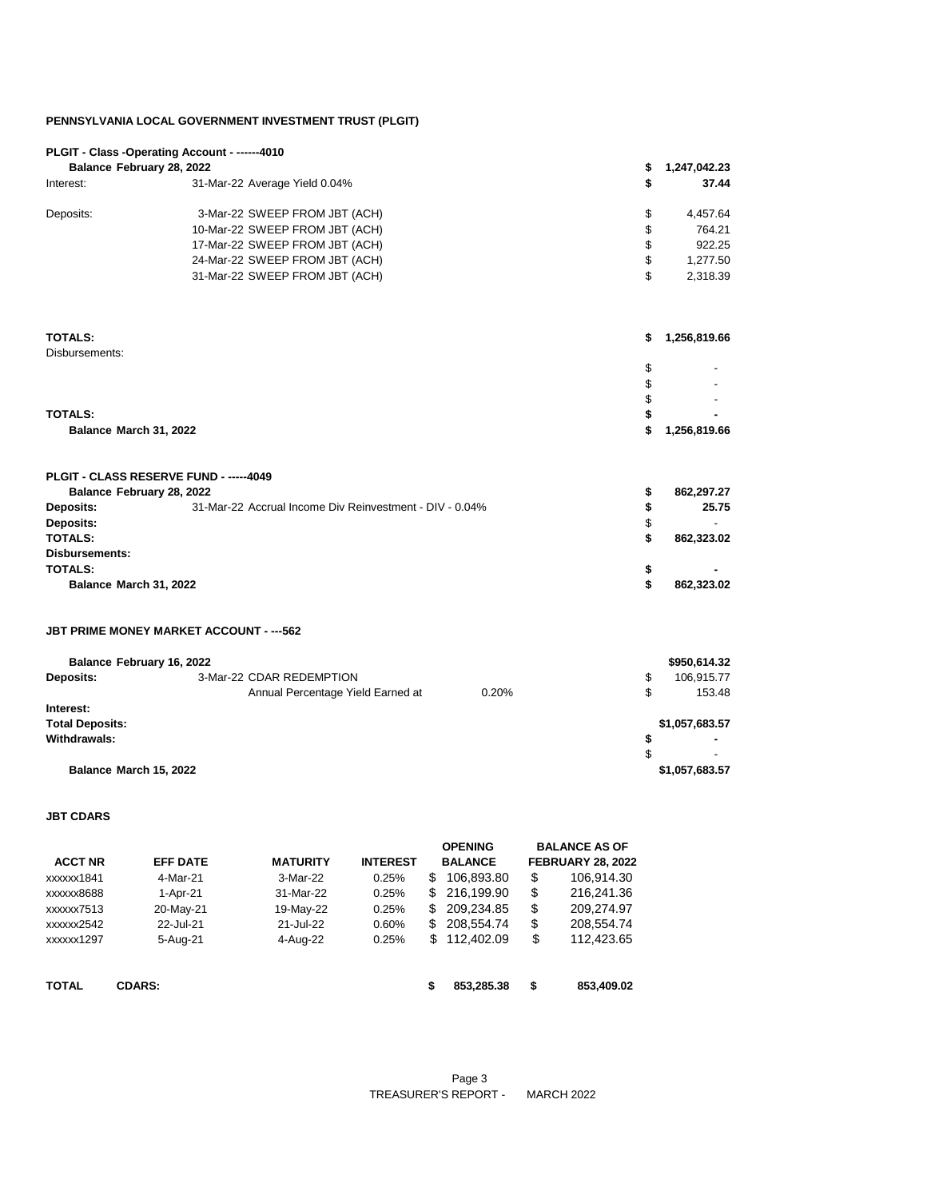**PENNSYLVANIA LOCAL GOVERNMENT INVESTMENT TRUST (PLGIT)**

**PLGIT - Class -Operating Account - ------4010**

| | | | |
|---|---|---|---|
| **Balance February 28, 2022** | | **$** | **1,247,042.23** |
| Interest: | 31-Mar-22 Average Yield 0.04% | **$** | **37.44** |
| Deposits: | 3-Mar-22 SWEEP FROM JBT (ACH) | $ | 4,457.64 |
| | 10-Mar-22 SWEEP FROM JBT (ACH) | $ | 764.21 |
| | 17-Mar-22 SWEEP FROM JBT (ACH) | $ | 922.25 |
| | 24-Mar-22 SWEEP FROM JBT (ACH) | $ | 1,277.50 |
| | 31-Mar-22 SWEEP FROM JBT (ACH) | $ | 2,318.39 |
| **TOTALS:** | | **$** | **1,256,819.66** |
| Disbursements: | | | |
| | | $ | - |
| | | $ | - |
| | | $ | - |
| **TOTALS:** | | **$** | **-** |
| **Balance March 31, 2022** | | **$** | **1,256,819.66** |

**PLGIT - CLASS RESERVE FUND - -----4049**

| | | | |
|---|---|---|---|
| **Balance February 28, 2022** | | **$** | **862,297.27** |
| **Deposits:** | 31-Mar-22 Accrual Income Div Reinvestment - DIV - 0.04% | **$** | **25.75** |
| **Deposits:** | | $ | - |
| **TOTALS:** | | **$** | **862,323.02** |
| **Disbursements:** | | | |
| **TOTALS:** | | **$** | **-** |
| **Balance March 31, 2022** | | **$** | **862,323.02** |

**JBT PRIME MONEY MARKET ACCOUNT - ---562**

| | | | | |
|---|---|---|---|---|
| **Balance February 16, 2022** | | | | **$950,614.32** |
| **Deposits:** | 3-Mar-22 CDAR REDEMPTION | | $ | 106,915.77 |
| | Annual Percentage Yield Earned at | 0.20% | $ | 153.48 |
| **Interest:** | | | | |
| **Total Deposits:** | | | | **$1,057,683.57** |
| **Withdrawals:** | | | **$** | **-** |
| | | | $ | - |
| **Balance March 15, 2022** | | | | **$1,057,683.57** |

**JBT CDARS**

| ACCT NR | EFF DATE | MATURITY | INTEREST | OPENING BALANCE | BALANCE AS OF FEBRUARY 28, 2022 |
|---|---|---|---|---|---|
| xxxxxx1841 | 4-Mar-21 | 3-Mar-22 | 0.25% | $ 106,893.80 | $ 106,914.30 |
| xxxxxx8688 | 1-Apr-21 | 31-Mar-22 | 0.25% | $ 216,199.90 | $ 216,241.36 |
| xxxxxx7513 | 20-May-21 | 19-May-22 | 0.25% | $ 209,234.85 | $ 209,274.97 |
| xxxxxx2542 | 22-Jul-21 | 21-Jul-22 | 0.60% | $ 208,554.74 | $ 208,554.74 |
| xxxxxx1297 | 5-Aug-21 | 4-Aug-22 | 0.25% | $ 112,402.09 | $ 112,423.65 |
| **TOTAL** | **CDARS:** | | | **$ 853,285.38** | **$ 853,409.02** |

TREASURER'S REPORT - MARCH 2022